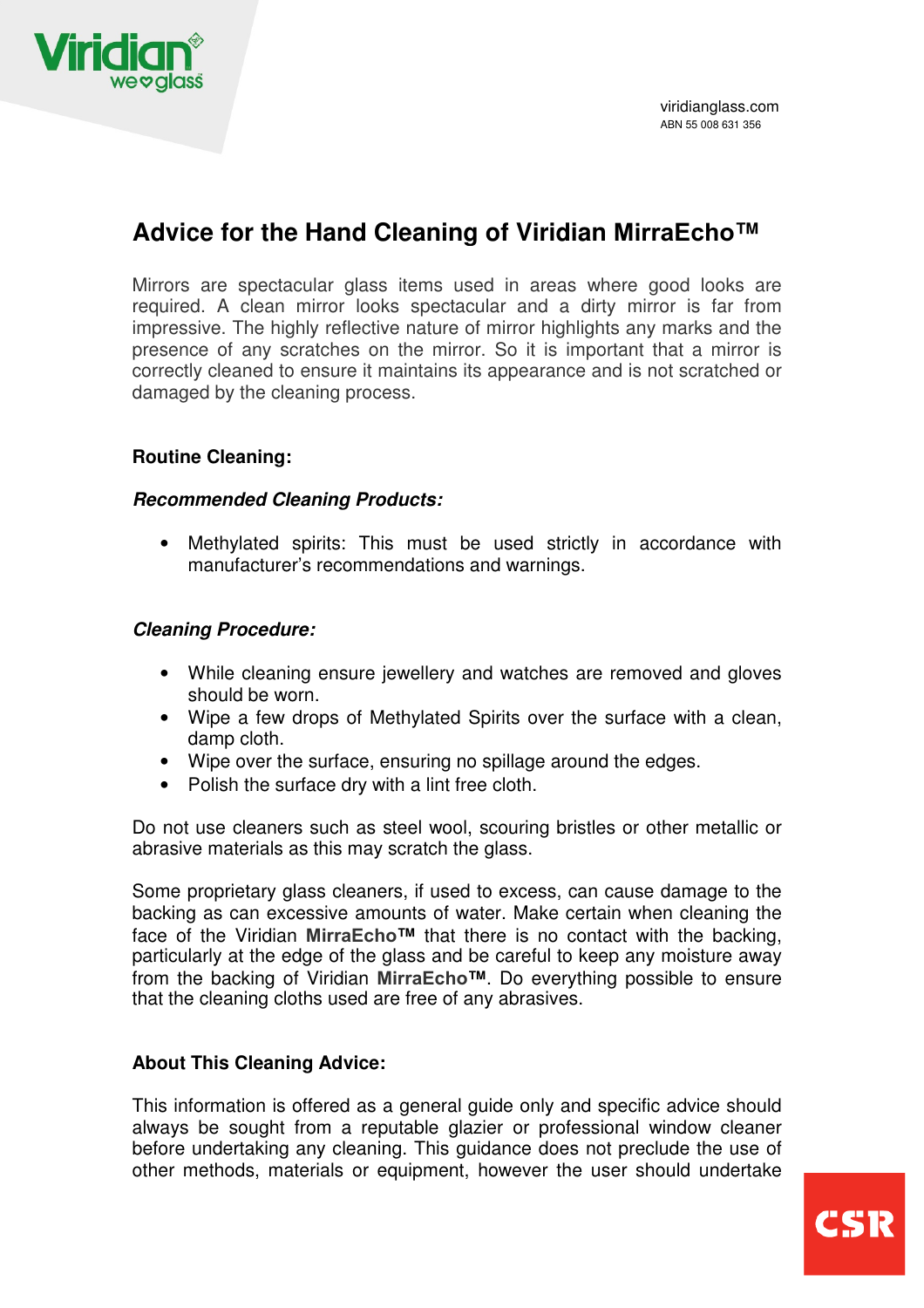viridianglass.com
ABN 55 008 631 356

# Advice for the Hand Cleaning of Viridian MirraEcho™

Mirrors are spectacular glass items used in areas where good looks are required. A clean mirror looks spectacular and a dirty mirror is far from impressive. The highly reflective nature of mirror highlights any marks and the presence of any scratches on the mirror. So it is important that a mirror is correctly cleaned to ensure it maintains its appearance and is not scratched or damaged by the cleaning process.

## Routine Cleaning:

### *Recommended Cleaning Products:*

- Methylated spirits: This must be used strictly in accordance with manufacturer's recommendations and warnings.

### *Cleaning Procedure:*

- While cleaning ensure jewellery and watches are removed and gloves should be worn.
- Wipe a few drops of Methylated Spirits over the surface with a clean, damp cloth.
- Wipe over the surface, ensuring no spillage around the edges.
- Polish the surface dry with a lint free cloth.

Do not use cleaners such as steel wool, scouring bristles or other metallic or abrasive materials as this may scratch the glass.

Some proprietary glass cleaners, if used to excess, can cause damage to the backing as can excessive amounts of water. Make certain when cleaning the face of the Viridian **MirraEcho™** that there is no contact with the backing, particularly at the edge of the glass and be careful to keep any moisture away from the backing of Viridian **MirraEcho™**. Do everything possible to ensure that the cleaning cloths used are free of any abrasives.

## About This Cleaning Advice:

This information is offered as a general guide only and specific advice should always be sought from a reputable glazier or professional window cleaner before undertaking any cleaning. This guidance does not preclude the use of other methods, materials or equipment, however the user should undertake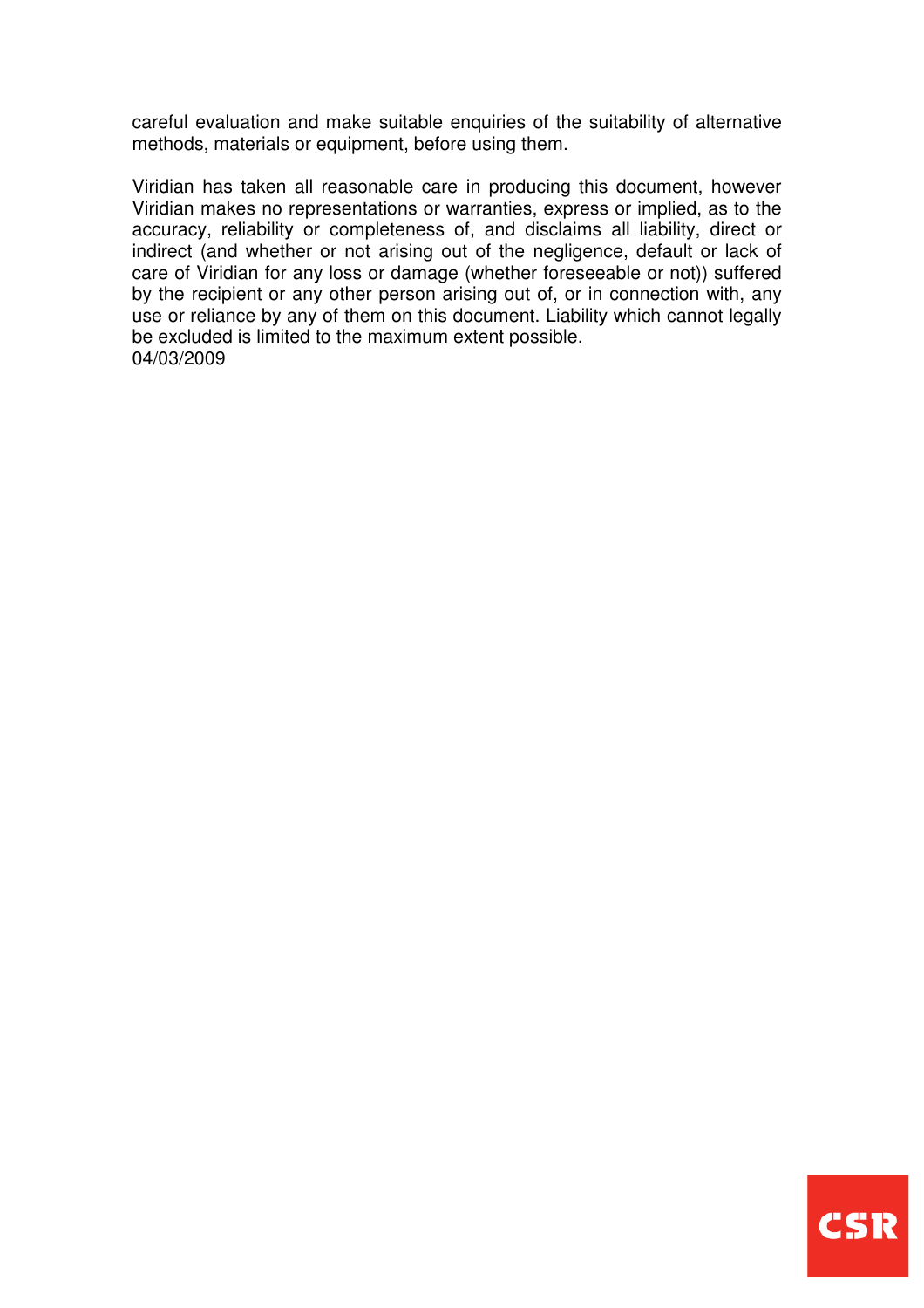careful evaluation and make suitable enquiries of the suitability of alternative methods, materials or equipment, before using them.

Viridian has taken all reasonable care in producing this document, however Viridian makes no representations or warranties, express or implied, as to the accuracy, reliability or completeness of, and disclaims all liability, direct or indirect (and whether or not arising out of the negligence, default or lack of care of Viridian for any loss or damage (whether foreseeable or not)) suffered by the recipient or any other person arising out of, or in connection with, any use or reliance by any of them on this document. Liability which cannot legally be excluded is limited to the maximum extent possible.
04/03/2009